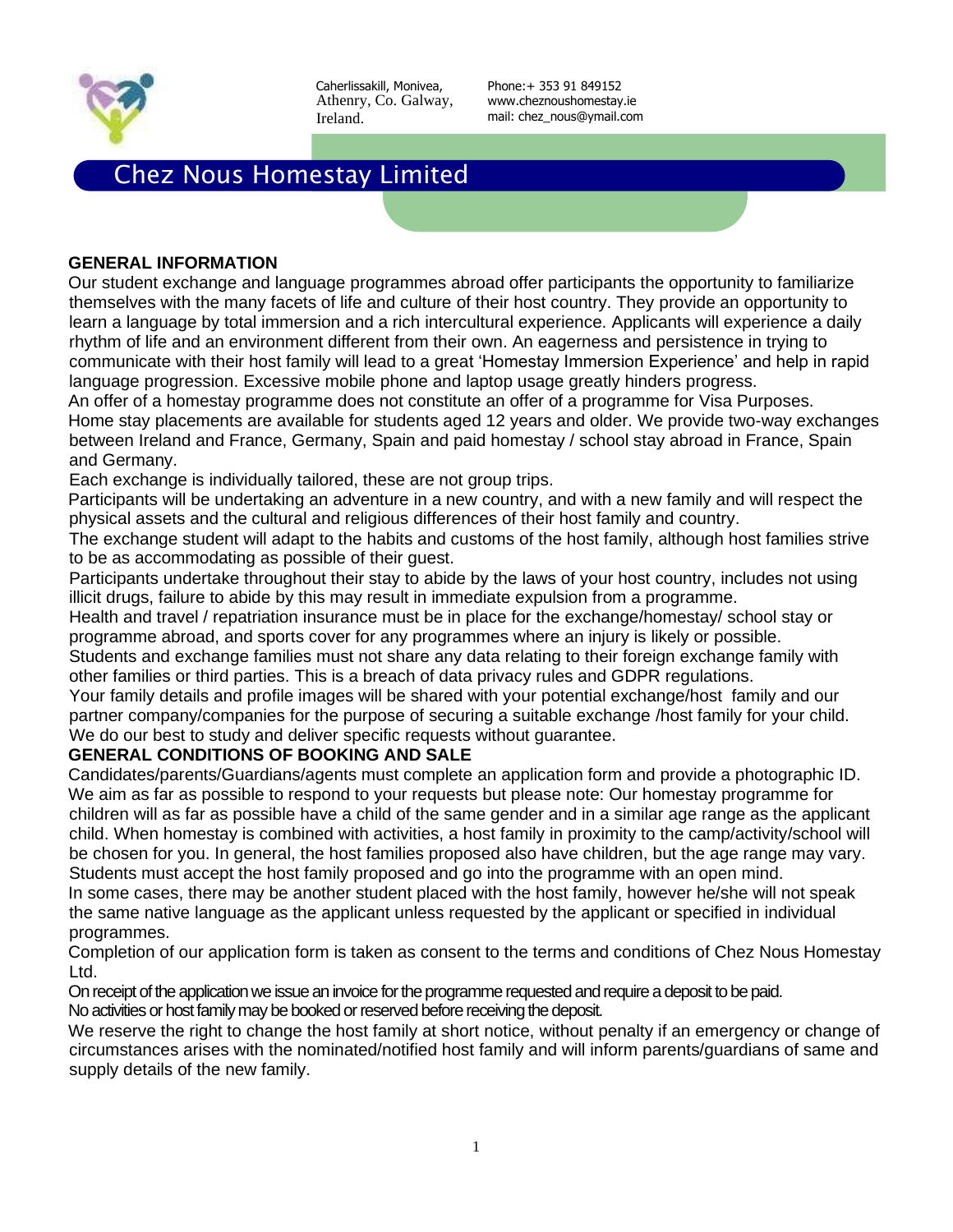Caherlissakill, Monivea,
Athenry, Co. Galway,
Ireland.

Phone:+ 353 91 849152
www.cheznoushomestay.ie
mail: chez_nous@ymail.com

# Chez Nous Homestay Limited

## GENERAL INFORMATION

Our student exchange and language programmes abroad offer participants the opportunity to familiarize themselves with the many facets of life and culture of their host country. They provide an opportunity to learn a language by total immersion and a rich intercultural experience. Applicants will experience a daily rhythm of life and an environment different from their own. An eagerness and persistence in trying to communicate with their host family will lead to a great 'Homestay Immersion Experience' and help in rapid language progression. Excessive mobile phone and laptop usage greatly hinders progress.

An offer of a homestay programme does not constitute an offer of a programme for Visa Purposes.

Home stay placements are available for students aged 12 years and older. We provide two-way exchanges between Ireland and France, Germany, Spain and paid homestay / school stay abroad in France, Spain and Germany.

Each exchange is individually tailored, these are not group trips.

Participants will be undertaking an adventure in a new country, and with a new family and will respect the physical assets and the cultural and religious differences of their host family and country.

The exchange student will adapt to the habits and customs of the host family, although host families strive to be as accommodating as possible of their guest.

Participants undertake throughout their stay to abide by the laws of your host country, includes not using illicit drugs, failure to abide by this may result in immediate expulsion from a programme.

Health and travel / repatriation insurance must be in place for the exchange/homestay/ school stay or programme abroad, and sports cover for any programmes where an injury is likely or possible.

Students and exchange families must not share any data relating to their foreign exchange family with other families or third parties. This is a breach of data privacy rules and GDPR regulations.

Your family details and profile images will be shared with your potential exchange/host family and our partner company/companies for the purpose of securing a suitable exchange /host family for your child.

We do our best to study and deliver specific requests without guarantee.

## GENERAL CONDITIONS OF BOOKING AND SALE

Candidates/parents/Guardians/agents must complete an application form and provide a photographic ID.

We aim as far as possible to respond to your requests but please note: Our homestay programme for children will as far as possible have a child of the same gender and in a similar age range as the applicant child. When homestay is combined with activities, a host family in proximity to the camp/activity/school will be chosen for you. In general, the host families proposed also have children, but the age range may vary.

Students must accept the host family proposed and go into the programme with an open mind.

In some cases, there may be another student placed with the host family, however he/she will not speak the same native language as the applicant unless requested by the applicant or specified in individual programmes.

Completion of our application form is taken as consent to the terms and conditions of Chez Nous Homestay Ltd.

On receipt of the application we issue an invoice for the programme requested and require a deposit to be paid.

No activities or host family may be booked or reserved before receiving the deposit.

We reserve the right to change the host family at short notice, without penalty if an emergency or change of circumstances arises with the nominated/notified host family and will inform parents/guardians of same and supply details of the new family.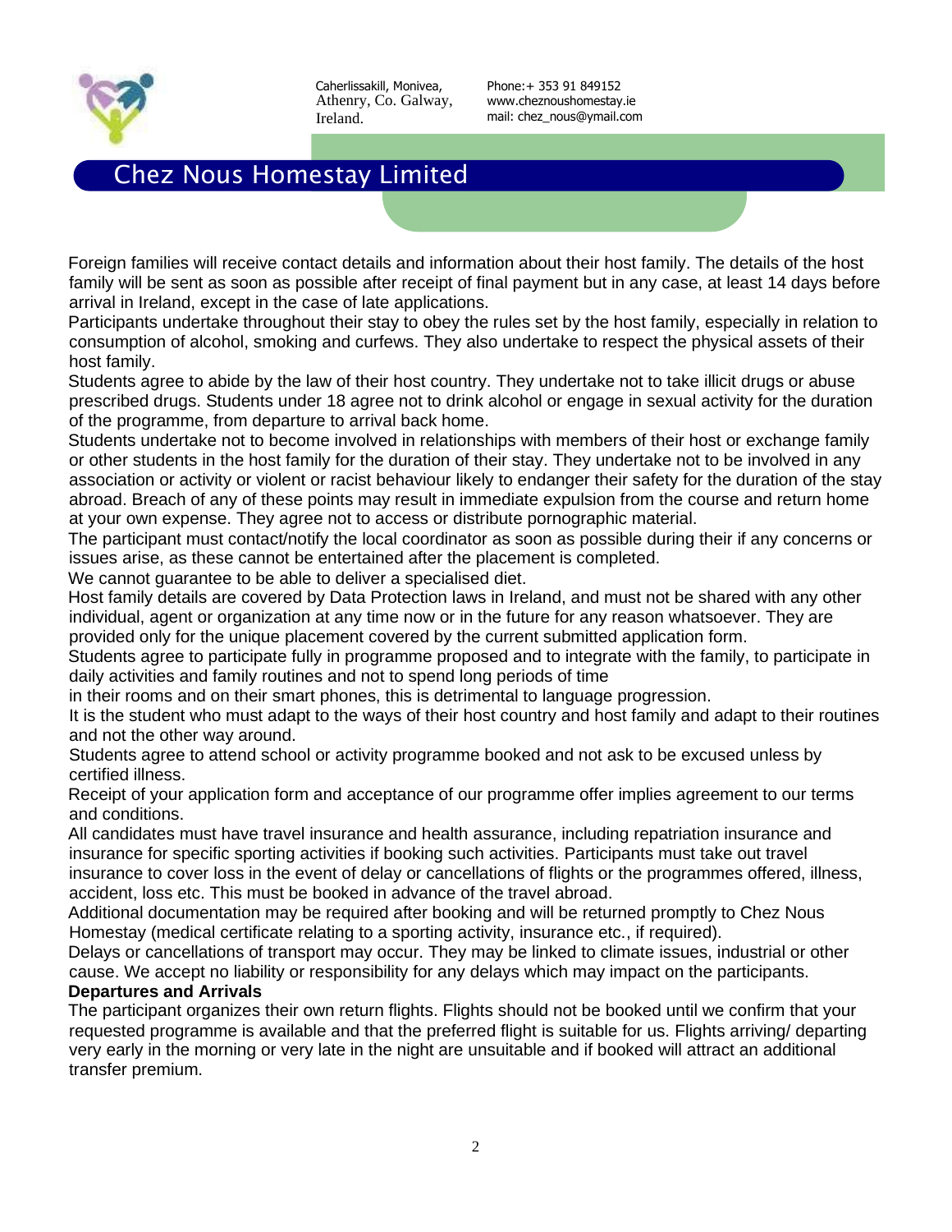Foreign families will receive contact details and information about their host family. The details of the host family will be sent as soon as possible after receipt of final payment but in any case, at least 14 days before arrival in Ireland, except in the case of late applications.

Participants undertake throughout their stay to obey the rules set by the host family, especially in relation to consumption of alcohol, smoking and curfews. They also undertake to respect the physical assets of their host family.

Students agree to abide by the law of their host country. They undertake not to take illicit drugs or abuse prescribed drugs. Students under 18 agree not to drink alcohol or engage in sexual activity for the duration of the programme, from departure to arrival back home.

Students undertake not to become involved in relationships with members of their host or exchange family or other students in the host family for the duration of their stay. They undertake not to be involved in any association or activity or violent or racist behaviour likely to endanger their safety for the duration of the stay abroad. Breach of any of these points may result in immediate expulsion from the course and return home at your own expense. They agree not to access or distribute pornographic material.

The participant must contact/notify the local coordinator as soon as possible during their if any concerns or issues arise, as these cannot be entertained after the placement is completed.

We cannot guarantee to be able to deliver a specialised diet.

Host family details are covered by Data Protection laws in Ireland, and must not be shared with any other individual, agent or organization at any time now or in the future for any reason whatsoever. They are provided only for the unique placement covered by the current submitted application form.

Students agree to participate fully in programme proposed and to integrate with the family, to participate in daily activities and family routines and not to spend long periods of time in their rooms and on their smart phones, this is detrimental to language progression.

It is the student who must adapt to the ways of their host country and host family and adapt to their routines and not the other way around.

Students agree to attend school or activity programme booked and not ask to be excused unless by certified illness.

Receipt of your application form and acceptance of our programme offer implies agreement to our terms and conditions.

All candidates must have travel insurance and health assurance, including repatriation insurance and insurance for specific sporting activities if booking such activities. Participants must take out travel insurance to cover loss in the event of delay or cancellations of flights or the programmes offered, illness, accident, loss etc. This must be booked in advance of the travel abroad.

Additional documentation may be required after booking and will be returned promptly to Chez Nous Homestay (medical certificate relating to a sporting activity, insurance etc., if required).

Delays or cancellations of transport may occur. They may be linked to climate issues, industrial or other cause. We accept no liability or responsibility for any delays which may impact on the participants.

**Departures and Arrivals**

The participant organizes their own return flights. Flights should not be booked until we confirm that your requested programme is available and that the preferred flight is suitable for us. Flights arriving/ departing very early in the morning or very late in the night are unsuitable and if booked will attract an additional transfer premium.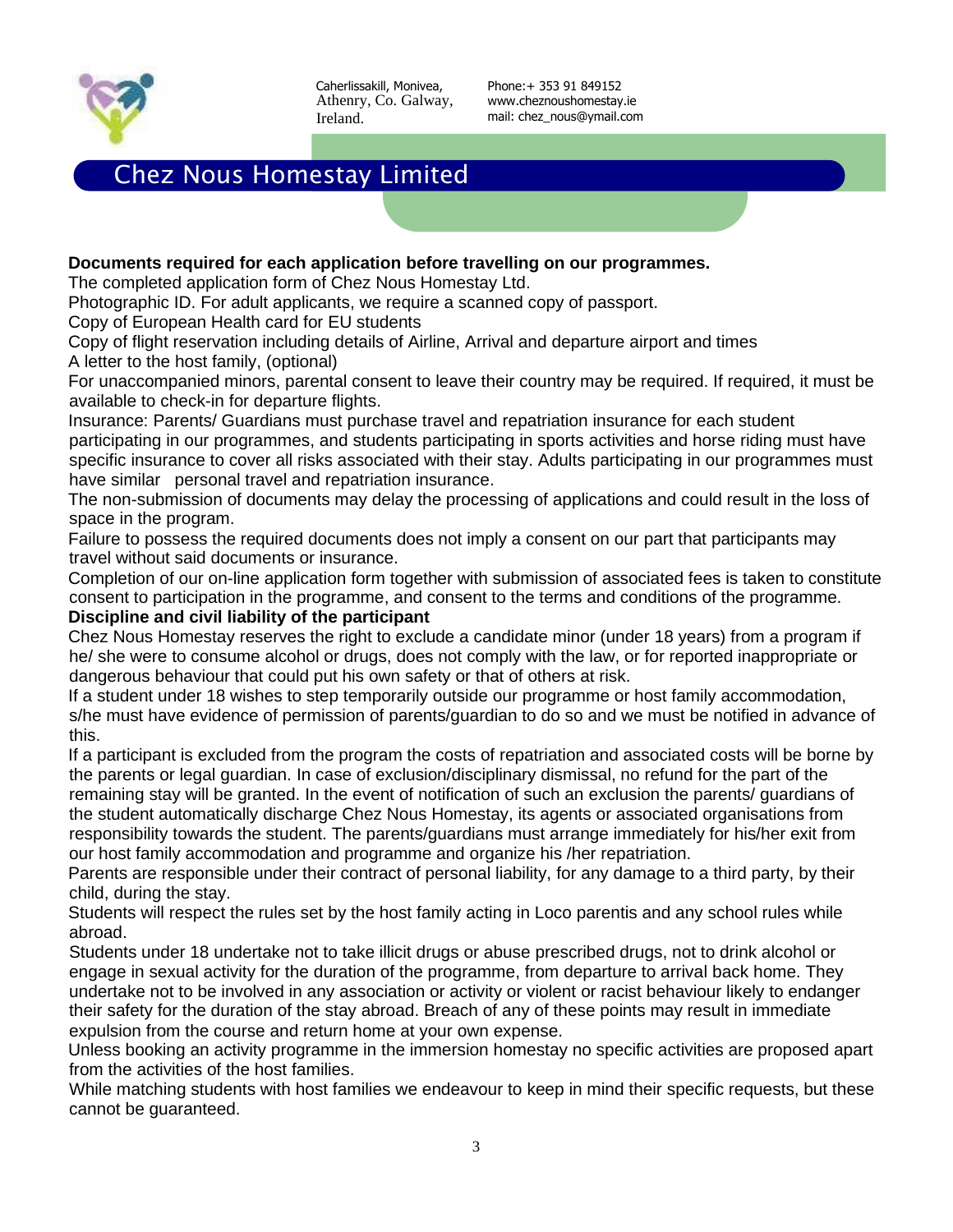Caherlissakill, Monivea, Athenry, Co. Galway, Ireland.

Phone:+ 353 91 849152
www.cheznoushomestay.ie
mail: chez_nous@ymail.com

# Chez Nous Homestay Limited

**Documents required for each application before travelling on our programmes.**

The completed application form of Chez Nous Homestay Ltd.

Photographic ID. For adult applicants, we require a scanned copy of passport.

Copy of European Health card for EU students

Copy of flight reservation including details of Airline, Arrival and departure airport and times

A letter to the host family, (optional)

For unaccompanied minors, parental consent to leave their country may be required. If required, it must be available to check-in for departure flights.

Insurance: Parents/ Guardians must purchase travel and repatriation insurance for each student participating in our programmes, and students participating in sports activities and horse riding must have specific insurance to cover all risks associated with their stay. Adults participating in our programmes must have similar personal travel and repatriation insurance.

The non-submission of documents may delay the processing of applications and could result in the loss of space in the program.

Failure to possess the required documents does not imply a consent on our part that participants may travel without said documents or insurance.

Completion of our on-line application form together with submission of associated fees is taken to constitute consent to participation in the programme, and consent to the terms and conditions of the programme.

**Discipline and civil liability of the participant**

Chez Nous Homestay reserves the right to exclude a candidate minor (under 18 years) from a program if he/ she were to consume alcohol or drugs, does not comply with the law, or for reported inappropriate or dangerous behaviour that could put his own safety or that of others at risk.

If a student under 18 wishes to step temporarily outside our programme or host family accommodation, s/he must have evidence of permission of parents/guardian to do so and we must be notified in advance of this.

If a participant is excluded from the program the costs of repatriation and associated costs will be borne by the parents or legal guardian. In case of exclusion/disciplinary dismissal, no refund for the part of the remaining stay will be granted. In the event of notification of such an exclusion the parents/ guardians of the student automatically discharge Chez Nous Homestay, its agents or associated organisations from responsibility towards the student. The parents/guardians must arrange immediately for his/her exit from our host family accommodation and programme and organize his /her repatriation.

Parents are responsible under their contract of personal liability, for any damage to a third party, by their child, during the stay.

Students will respect the rules set by the host family acting in Loco parentis and any school rules while abroad.

Students under 18 undertake not to take illicit drugs or abuse prescribed drugs, not to drink alcohol or engage in sexual activity for the duration of the programme, from departure to arrival back home. They undertake not to be involved in any association or activity or violent or racist behaviour likely to endanger their safety for the duration of the stay abroad. Breach of any of these points may result in immediate expulsion from the course and return home at your own expense.

Unless booking an activity programme in the immersion homestay no specific activities are proposed apart from the activities of the host families.

While matching students with host families we endeavour to keep in mind their specific requests, but these cannot be guaranteed.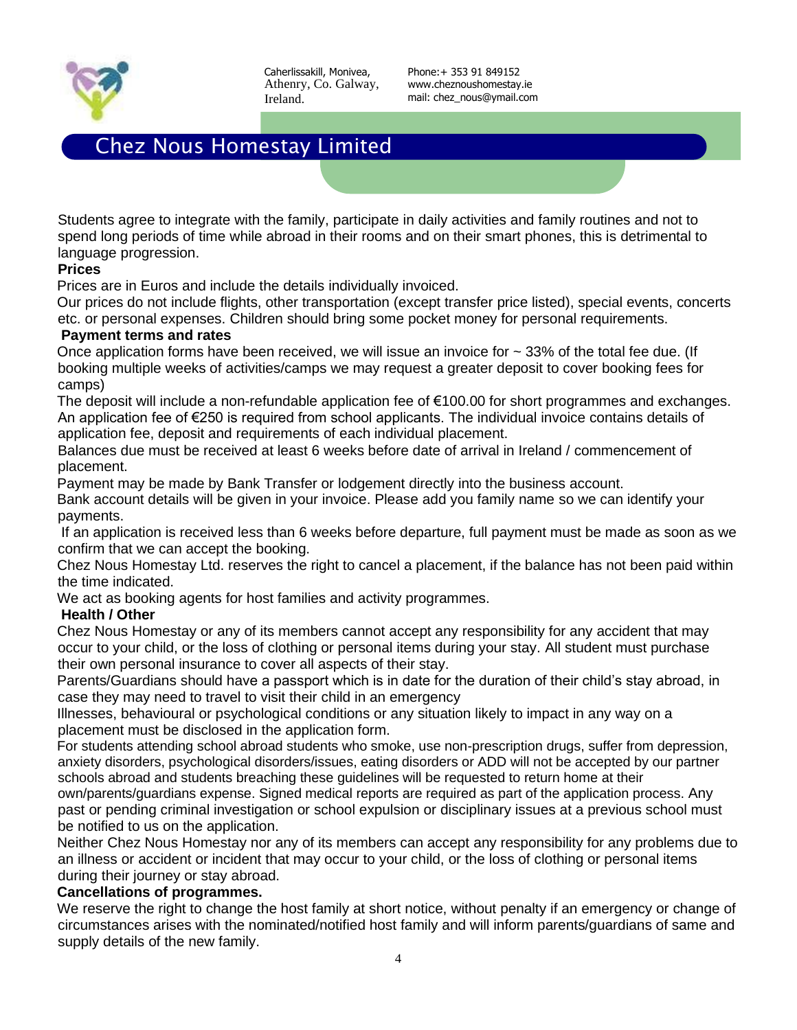Students agree to integrate with the family, participate in daily activities and family routines and not to spend long periods of time while abroad in their rooms and on their smart phones, this is detrimental to language progression.

**Prices**

Prices are in Euros and include the details individually invoiced.

Our prices do not include flights, other transportation (except transfer price listed), special events, concerts etc. or personal expenses. Children should bring some pocket money for personal requirements.

**Payment terms and rates**

Once application forms have been received, we will issue an invoice for ~ 33% of the total fee due. (If booking multiple weeks of activities/camps we may request a greater deposit to cover booking fees for camps)

The deposit will include a non-refundable application fee of €100.00 for short programmes and exchanges. An application fee of €250 is required from school applicants. The individual invoice contains details of application fee, deposit and requirements of each individual placement.

Balances due must be received at least 6 weeks before date of arrival in Ireland / commencement of placement.

Payment may be made by Bank Transfer or lodgement directly into the business account.

Bank account details will be given in your invoice. Please add you family name so we can identify your payments.

If an application is received less than 6 weeks before departure, full payment must be made as soon as we confirm that we can accept the booking.

Chez Nous Homestay Ltd. reserves the right to cancel a placement, if the balance has not been paid within the time indicated.

We act as booking agents for host families and activity programmes.

**Health / Other**

Chez Nous Homestay or any of its members cannot accept any responsibility for any accident that may occur to your child, or the loss of clothing or personal items during your stay. All student must purchase their own personal insurance to cover all aspects of their stay.

Parents/Guardians should have a passport which is in date for the duration of their child's stay abroad, in case they may need to travel to visit their child in an emergency

Illnesses, behavioural or psychological conditions or any situation likely to impact in any way on a placement must be disclosed in the application form.

For students attending school abroad students who smoke, use non-prescription drugs, suffer from depression, anxiety disorders, psychological disorders/issues, eating disorders or ADD will not be accepted by our partner schools abroad and students breaching these guidelines will be requested to return home at their own/parents/guardians expense. Signed medical reports are required as part of the application process. Any past or pending criminal investigation or school expulsion or disciplinary issues at a previous school must be notified to us on the application.

Neither Chez Nous Homestay nor any of its members can accept any responsibility for any problems due to an illness or accident or incident that may occur to your child, or the loss of clothing or personal items during their journey or stay abroad.

**Cancellations of programmes.**

We reserve the right to change the host family at short notice, without penalty if an emergency or change of circumstances arises with the nominated/notified host family and will inform parents/guardians of same and supply details of the new family.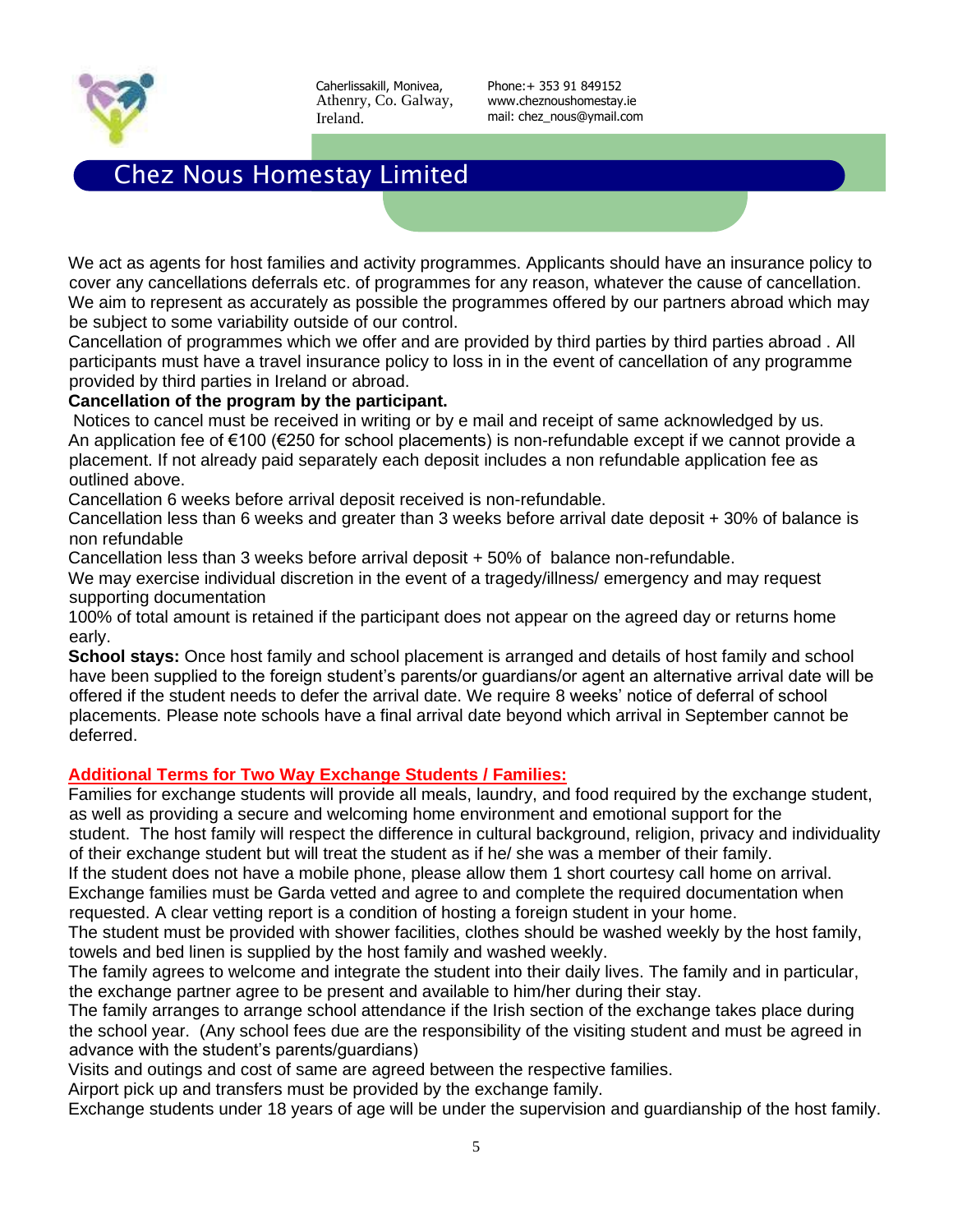Caherlissakill, Monivea,
Athenry, Co. Galway,
Ireland.

Phone:+ 353 91 849152
www.cheznoushomestay.ie
mail: chez_nous@ymail.com

# Chez Nous Homestay Limited

We act as agents for host families and activity programmes. Applicants should have an insurance policy to cover any cancellations deferrals etc. of programmes for any reason, whatever the cause of cancellation. We aim to represent as accurately as possible the programmes offered by our partners abroad which may be subject to some variability outside of our control.

Cancellation of programmes which we offer and are provided by third parties by third parties abroad . All participants must have a travel insurance policy to loss in in the event of cancellation of any programme provided by third parties in Ireland or abroad.

**Cancellation of the program by the participant.**

Notices to cancel must be received in writing or by e mail and receipt of same acknowledged by us.

An application fee of €100 (€250 for school placements) is non-refundable except if we cannot provide a placement. If not already paid separately each deposit includes a non refundable application fee as outlined above.

Cancellation 6 weeks before arrival deposit received is non-refundable.

Cancellation less than 6 weeks and greater than 3 weeks before arrival date deposit + 30% of balance is non refundable

Cancellation less than 3 weeks before arrival deposit + 50% of balance non-refundable.

We may exercise individual discretion in the event of a tragedy/illness/ emergency and may request supporting documentation

100% of total amount is retained if the participant does not appear on the agreed day or returns home early.

**School stays:** Once host family and school placement is arranged and details of host family and school have been supplied to the foreign student's parents/or guardians/or agent an alternative arrival date will be offered if the student needs to defer the arrival date. We require 8 weeks' notice of deferral of school placements. Please note schools have a final arrival date beyond which arrival in September cannot be deferred.

## Additional Terms for Two Way Exchange Students / Families:

Families for exchange students will provide all meals, laundry, and food required by the exchange student, as well as providing a secure and welcoming home environment and emotional support for the student. The host family will respect the difference in cultural background, religion, privacy and individuality of their exchange student but will treat the student as if he/ she was a member of their family.

If the student does not have a mobile phone, please allow them 1 short courtesy call home on arrival.

Exchange families must be Garda vetted and agree to and complete the required documentation when requested. A clear vetting report is a condition of hosting a foreign student in your home.

The student must be provided with shower facilities, clothes should be washed weekly by the host family, towels and bed linen is supplied by the host family and washed weekly.

The family agrees to welcome and integrate the student into their daily lives. The family and in particular, the exchange partner agree to be present and available to him/her during their stay.

The family arranges to arrange school attendance if the Irish section of the exchange takes place during the school year. (Any school fees due are the responsibility of the visiting student and must be agreed in advance with the student's parents/guardians)

Visits and outings and cost of same are agreed between the respective families.

Airport pick up and transfers must be provided by the exchange family.

Exchange students under 18 years of age will be under the supervision and guardianship of the host family.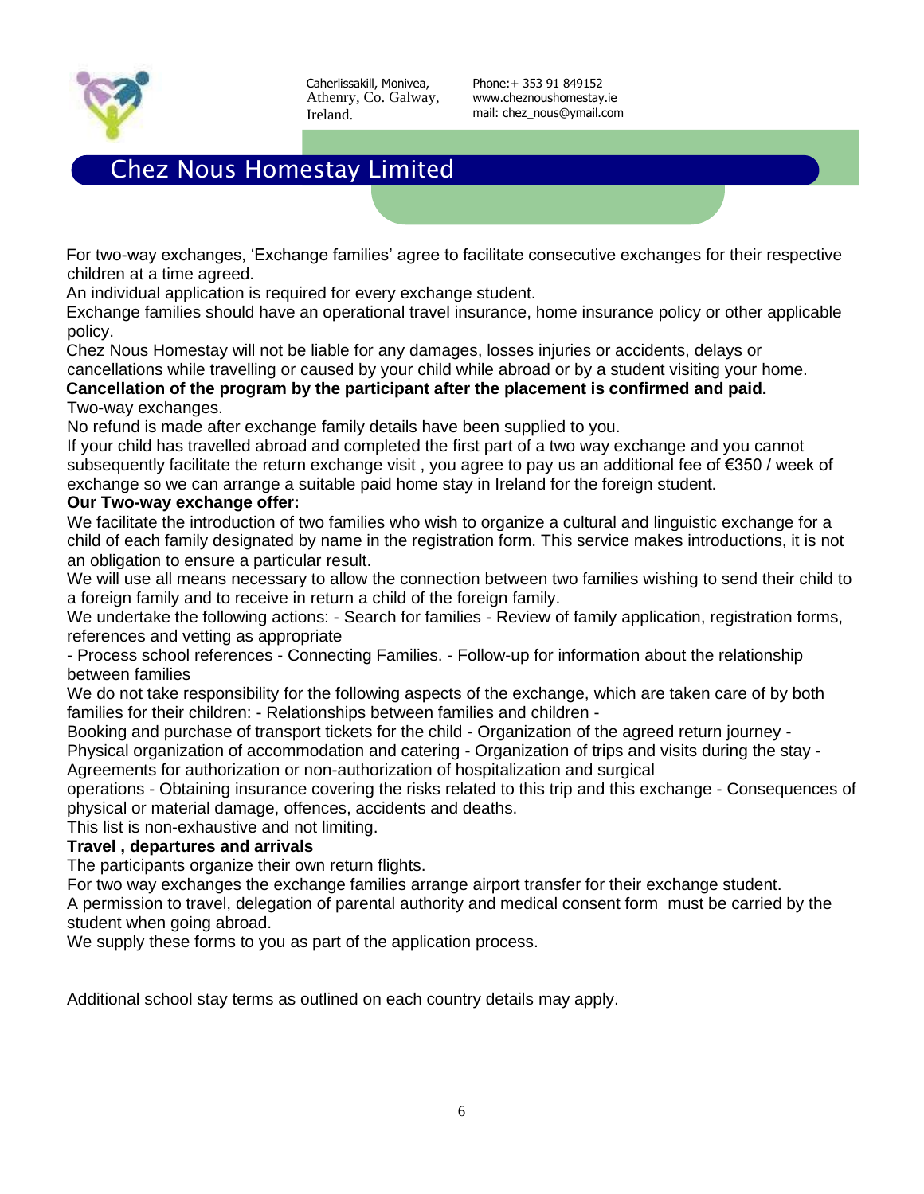For two-way exchanges, 'Exchange families' agree to facilitate consecutive exchanges for their respective children at a time agreed.

An individual application is required for every exchange student.

Exchange families should have an operational travel insurance, home insurance policy or other applicable policy.

Chez Nous Homestay will not be liable for any damages, losses injuries or accidents, delays or cancellations while travelling or caused by your child while abroad or by a student visiting your home.

**Cancellation of the program by the participant after the placement is confirmed and paid.**

Two-way exchanges.

No refund is made after exchange family details have been supplied to you.

If your child has travelled abroad and completed the first part of a two way exchange and you cannot subsequently facilitate the return exchange visit , you agree to pay us an additional fee of €350 / week of exchange so we can arrange a suitable paid home stay in Ireland for the foreign student.

**Our Two-way exchange offer:**

We facilitate the introduction of two families who wish to organize a cultural and linguistic exchange for a child of each family designated by name in the registration form. This service makes introductions, it is not an obligation to ensure a particular result.

We will use all means necessary to allow the connection between two families wishing to send their child to a foreign family and to receive in return a child of the foreign family.

We undertake the following actions: - Search for families - Review of family application, registration forms, references and vetting as appropriate

- Process school references - Connecting Families. - Follow-up for information about the relationship between families

We do not take responsibility for the following aspects of the exchange, which are taken care of by both families for their children: - Relationships between families and children -
Booking and purchase of transport tickets for the child - Organization of the agreed return journey -
Physical organization of accommodation and catering - Organization of trips and visits during the stay -
Agreements for authorization or non-authorization of hospitalization and surgical
operations - Obtaining insurance covering the risks related to this trip and this exchange - Consequences of physical or material damage, offences, accidents and deaths.

This list is non-exhaustive and not limiting.

**Travel , departures and arrivals**

The participants organize their own return flights.

For two way exchanges the exchange families arrange airport transfer for their exchange student.

A permission to travel, delegation of parental authority and medical consent form must be carried by the student when going abroad.

We supply these forms to you as part of the application process.

Additional school stay terms as outlined on each country details may apply.